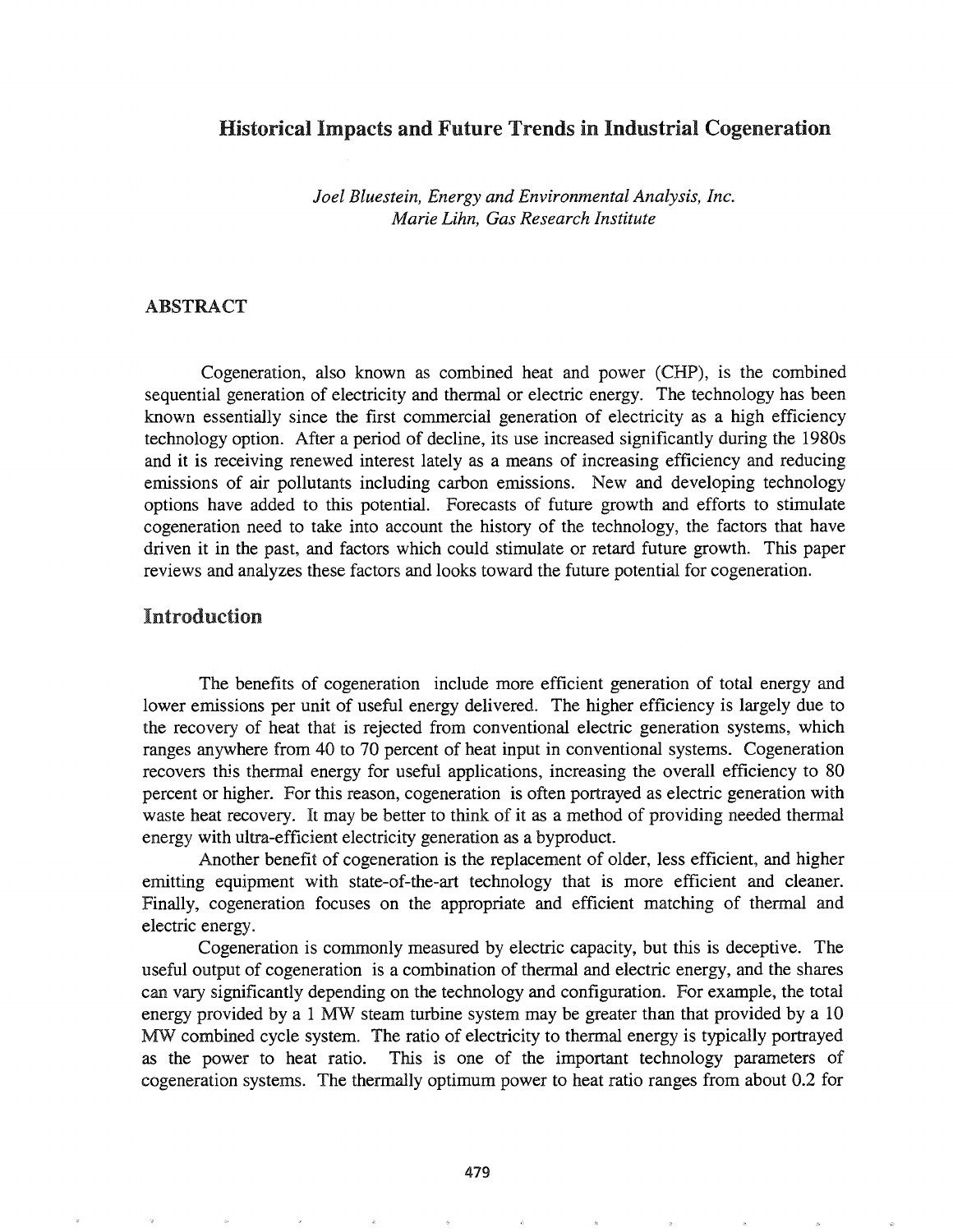## Historical Impacts and Future Trends in Industrial Cogeneration

*Joel Bluestein, Energy and Environmental Analysis, Inc.*
*Marie Lihn, Gas Research Institute*

### ABSTRACT

Cogeneration, also known as combined heat and power (CHP), is the combined sequential generation of electricity and thermal or electric energy. The technology has been known essentially since the first commercial generation of electricity as a high efficiency technology option. After a period of decline, its use increased significantly during the 1980s and it is receiving renewed interest lately as a means of increasing efficiency and reducing emissions of air pollutants including carbon emissions. New and developing technology options have added to this potential. Forecasts of future growth and efforts to stimulate cogeneration need to take into account the history of the technology, the factors that have driven it in the past, and factors which could stimulate or retard future growth. This paper reviews and analyzes these factors and looks toward the future potential for cogeneration.

## Introduction

The benefits of cogeneration include more efficient generation of total energy and lower emissions per unit of useful energy delivered. The higher efficiency is largely due to the recovery of heat that is rejected from conventional electric generation systems, which ranges anywhere from 40 to 70 percent of heat input in conventional systems. Cogeneration recovers this thermal energy for useful applications, increasing the overall efficiency to 80 percent or higher. For this reason, cogeneration is often portrayed as electric generation with waste heat recovery. It may be better to think of it as a method of providing needed thermal energy with ultra-efficient electricity generation as a byproduct.

Another benefit of cogeneration is the replacement of older, less efficient, and higher emitting equipment with state-of-the-art technology that is more efficient and cleaner. Finally, cogeneration focuses on the appropriate and efficient matching of thermal and electric energy.

Cogeneration is commonly measured by electric capacity, but this is deceptive. The useful output of cogeneration is a combination of thermal and electric energy, and the shares can vary significantly depending on the technology and configuration. For example, the total energy provided by a 1 MW steam turbine system may be greater than that provided by a 10 MW combined cycle system. The ratio of electricity to thermal energy is typically portrayed as the power to heat ratio. This is one of the important technology parameters of cogeneration systems. The thermally optimum power to heat ratio ranges from about 0.2 for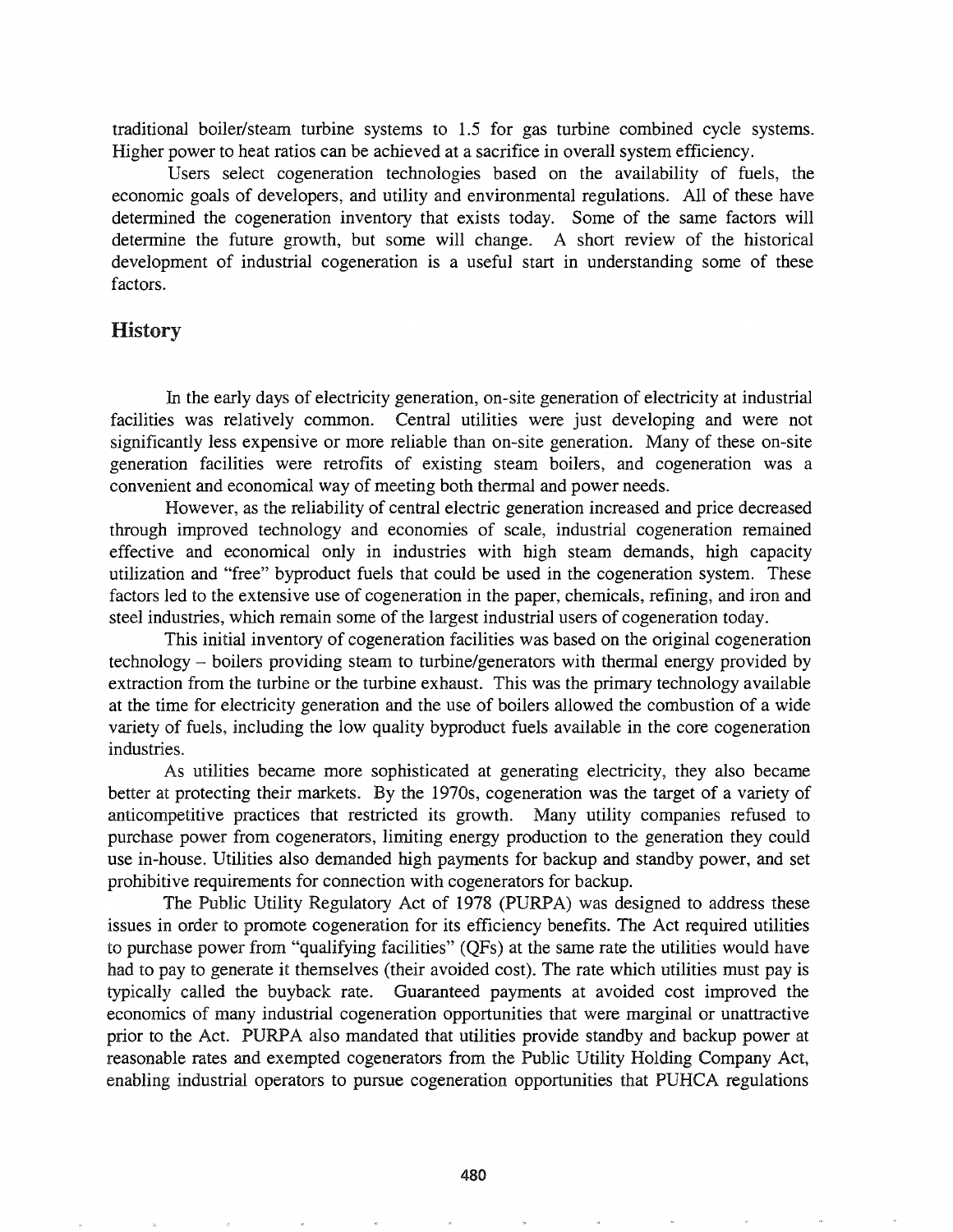traditional boiler/steam turbine systems to 1.5 for gas turbine combined cycle systems. Higher power to heat ratios can be achieved at a sacrifice in overall system efficiency.

Users select cogeneration technologies based on the availability of fuels, the economic goals of developers, and utility and environmental regulations. All of these have determined the cogeneration inventory that exists today. Some of the same factors will determine the future growth, but some will change. A short review of the historical development of industrial cogeneration is a useful start in understanding some of these factors.

## History

In the early days of electricity generation, on-site generation of electricity at industrial facilities was relatively common. Central utilities were just developing and were not significantly less expensive or more reliable than on-site generation. Many of these on-site generation facilities were retrofits of existing steam boilers, and cogeneration was a convenient and economical way of meeting both thermal and power needs.

However, as the reliability of central electric generation increased and price decreased through improved technology and economies of scale, industrial cogeneration remained effective and economical only in industries with high steam demands, high capacity utilization and "free" byproduct fuels that could be used in the cogeneration system. These factors led to the extensive use of cogeneration in the paper, chemicals, refining, and iron and steel industries, which remain some of the largest industrial users of cogeneration today.

This initial inventory of cogeneration facilities was based on the original cogeneration technology – boilers providing steam to turbine/generators with thermal energy provided by extraction from the turbine or the turbine exhaust. This was the primary technology available at the time for electricity generation and the use of boilers allowed the combustion of a wide variety of fuels, including the low quality byproduct fuels available in the core cogeneration industries.

As utilities became more sophisticated at generating electricity, they also became better at protecting their markets. By the 1970s, cogeneration was the target of a variety of anticompetitive practices that restricted its growth. Many utility companies refused to purchase power from cogenerators, limiting energy production to the generation they could use in-house. Utilities also demanded high payments for backup and standby power, and set prohibitive requirements for connection with cogenerators for backup.

The Public Utility Regulatory Act of 1978 (PURPA) was designed to address these issues in order to promote cogeneration for its efficiency benefits. The Act required utilities to purchase power from "qualifying facilities" (QFs) at the same rate the utilities would have had to pay to generate it themselves (their avoided cost). The rate which utilities must pay is typically called the buyback rate. Guaranteed payments at avoided cost improved the economics of many industrial cogeneration opportunities that were marginal or unattractive prior to the Act. PURPA also mandated that utilities provide standby and backup power at reasonable rates and exempted cogenerators from the Public Utility Holding Company Act, enabling industrial operators to pursue cogeneration opportunities that PUHCA regulations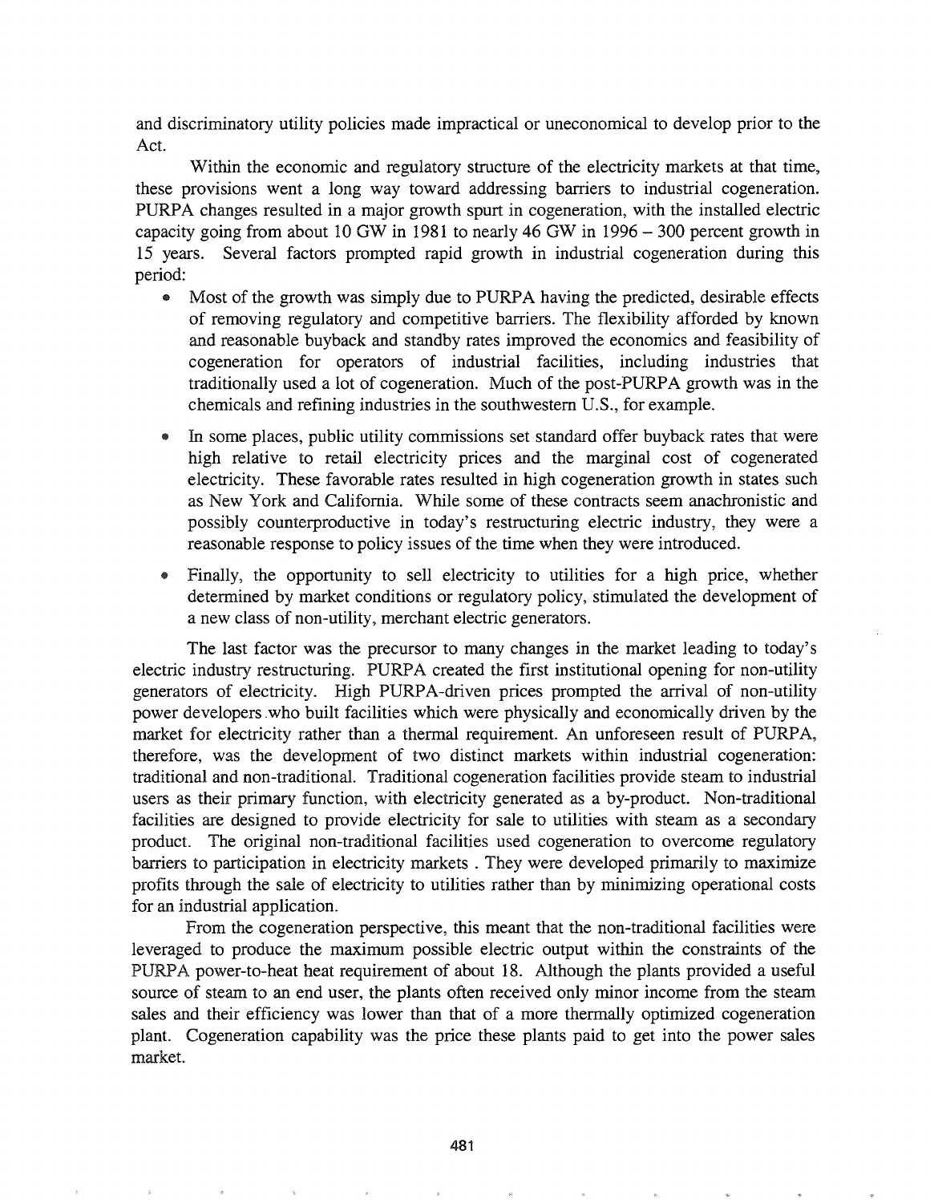and discriminatory utility policies made impractical or uneconomical to develop prior to the Act.

Within the economic and regulatory structure of the electricity markets at that time, these provisions went a long way toward addressing barriers to industrial cogeneration. PURPA changes resulted in a major growth spurt in cogeneration, with the installed electric capacity going from about 10 GW in 1981 to nearly 46 GW in 1996 – 300 percent growth in 15 years. Several factors prompted rapid growth in industrial cogeneration during this period:

- Most of the growth was simply due to PURPA having the predicted, desirable effects of removing regulatory and competitive barriers. The flexibility afforded by known and reasonable buyback and standby rates improved the economics and feasibility of cogeneration for operators of industrial facilities, including industries that traditionally used a lot of cogeneration. Much of the post-PURPA growth was in the chemicals and refining industries in the southwestern U.S., for example.

- In some places, public utility commissions set standard offer buyback rates that were high relative to retail electricity prices and the marginal cost of cogenerated electricity. These favorable rates resulted in high cogeneration growth in states such as New York and California. While some of these contracts seem anachronistic and possibly counterproductive in today's restructuring electric industry, they were a reasonable response to policy issues of the time when they were introduced.

- Finally, the opportunity to sell electricity to utilities for a high price, whether determined by market conditions or regulatory policy, stimulated the development of a new class of non-utility, merchant electric generators.

The last factor was the precursor to many changes in the market leading to today's electric industry restructuring. PURPA created the first institutional opening for non-utility generators of electricity. High PURPA-driven prices prompted the arrival of non-utility power developers who built facilities which were physically and economically driven by the market for electricity rather than a thermal requirement. An unforeseen result of PURPA, therefore, was the development of two distinct markets within industrial cogeneration: traditional and non-traditional. Traditional cogeneration facilities provide steam to industrial users as their primary function, with electricity generated as a by-product. Non-traditional facilities are designed to provide electricity for sale to utilities with steam as a secondary product. The original non-traditional facilities used cogeneration to overcome regulatory barriers to participation in electricity markets . They were developed primarily to maximize profits through the sale of electricity to utilities rather than by minimizing operational costs for an industrial application.

From the cogeneration perspective, this meant that the non-traditional facilities were leveraged to produce the maximum possible electric output within the constraints of the PURPA power-to-heat heat requirement of about 18. Although the plants provided a useful source of steam to an end user, the plants often received only minor income from the steam sales and their efficiency was lower than that of a more thermally optimized cogeneration plant. Cogeneration capability was the price these plants paid to get into the power sales market.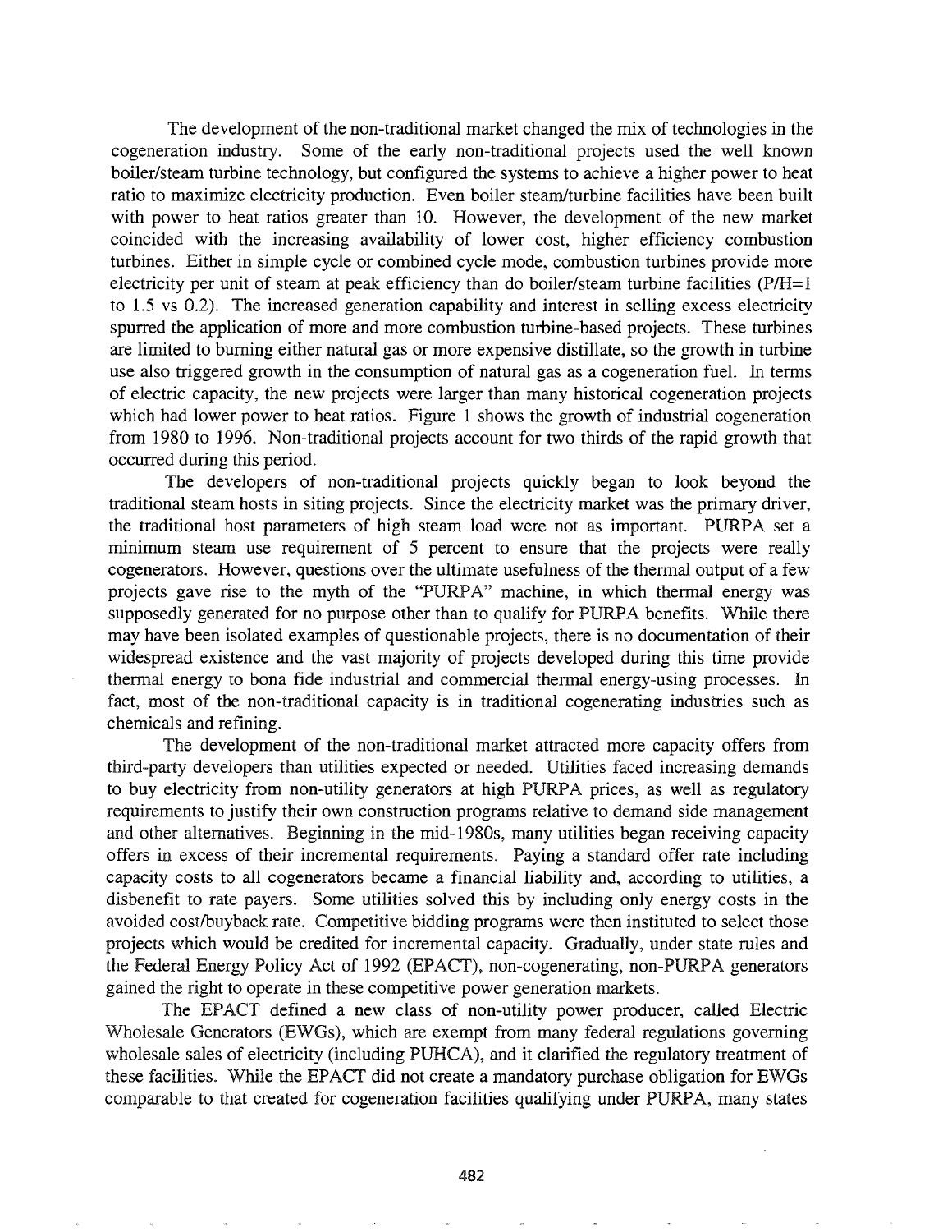The development of the non-traditional market changed the mix of technologies in the cogeneration industry. Some of the early non-traditional projects used the well known boiler/steam turbine technology, but configured the systems to achieve a higher power to heat ratio to maximize electricity production. Even boiler steam/turbine facilities have been built with power to heat ratios greater than 10. However, the development of the new market coincided with the increasing availability of lower cost, higher efficiency combustion turbines. Either in simple cycle or combined cycle mode, combustion turbines provide more electricity per unit of steam at peak efficiency than do boiler/steam turbine facilities (P/H=1 to 1.5 vs 0.2). The increased generation capability and interest in selling excess electricity spurred the application of more and more combustion turbine-based projects. These turbines are limited to burning either natural gas or more expensive distillate, so the growth in turbine use also triggered growth in the consumption of natural gas as a cogeneration fuel. In terms of electric capacity, the new projects were larger than many historical cogeneration projects which had lower power to heat ratios. Figure 1 shows the growth of industrial cogeneration from 1980 to 1996. Non-traditional projects account for two thirds of the rapid growth that occurred during this period.

The developers of non-traditional projects quickly began to look beyond the traditional steam hosts in siting projects. Since the electricity market was the primary driver, the traditional host parameters of high steam load were not as important. PURPA set a minimum steam use requirement of 5 percent to ensure that the projects were really cogenerators. However, questions over the ultimate usefulness of the thermal output of a few projects gave rise to the myth of the "PURPA" machine, in which thermal energy was supposedly generated for no purpose other than to qualify for PURPA benefits. While there may have been isolated examples of questionable projects, there is no documentation of their widespread existence and the vast majority of projects developed during this time provide thermal energy to bona fide industrial and commercial thermal energy-using processes. In fact, most of the non-traditional capacity is in traditional cogenerating industries such as chemicals and refining.

The development of the non-traditional market attracted more capacity offers from third-party developers than utilities expected or needed. Utilities faced increasing demands to buy electricity from non-utility generators at high PURPA prices, as well as regulatory requirements to justify their own construction programs relative to demand side management and other alternatives. Beginning in the mid-1980s, many utilities began receiving capacity offers in excess of their incremental requirements. Paying a standard offer rate including capacity costs to all cogenerators became a financial liability and, according to utilities, a disbenefit to rate payers. Some utilities solved this by including only energy costs in the avoided cost/buyback rate. Competitive bidding programs were then instituted to select those projects which would be credited for incremental capacity. Gradually, under state rules and the Federal Energy Policy Act of 1992 (EPACT), non-cogenerating, non-PURPA generators gained the right to operate in these competitive power generation markets.

The EPACT defined a new class of non-utility power producer, called Electric Wholesale Generators (EWGs), which are exempt from many federal regulations governing wholesale sales of electricity (including PUHCA), and it clarified the regulatory treatment of these facilities. While the EPACT did not create a mandatory purchase obligation for EWGs comparable to that created for cogeneration facilities qualifying under PURPA, many states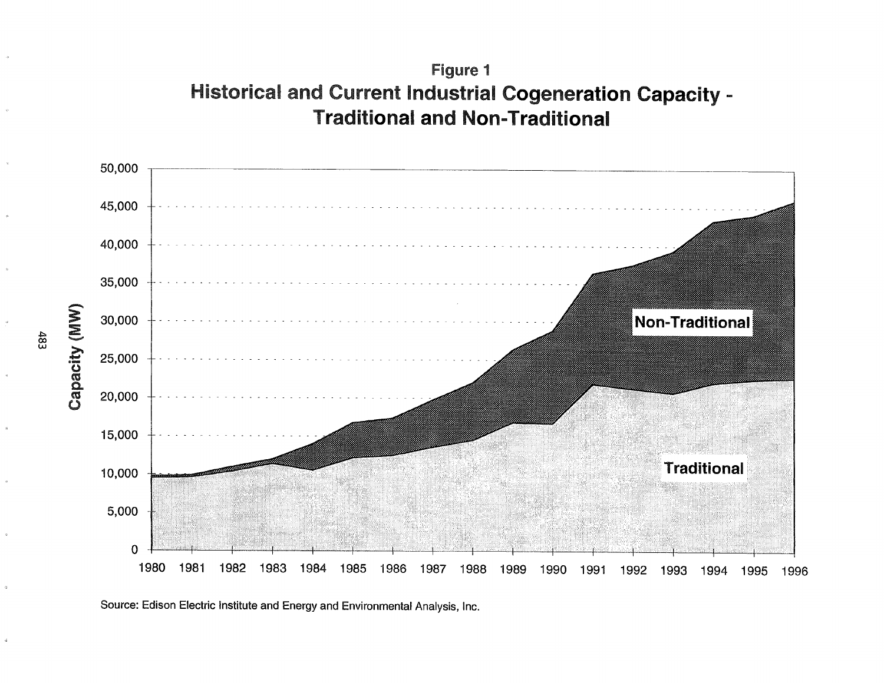**Figure 1**
**Historical and Current Industrial Cogeneration Capacity - Traditional and Non-Traditional**

Source: Edison Electric Institute and Energy and Environmental Analysis, Inc.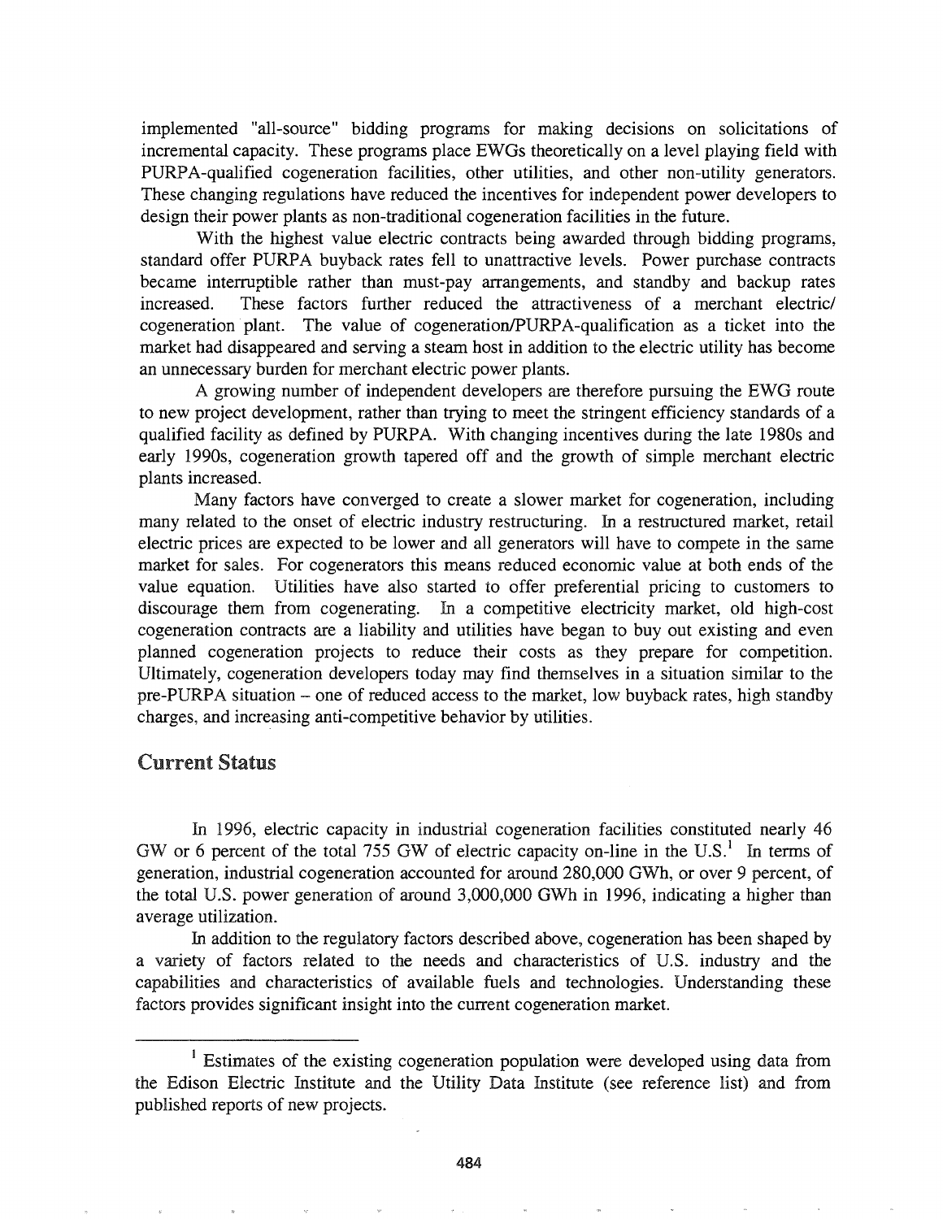implemented "all-source" bidding programs for making decisions on solicitations of incremental capacity. These programs place EWGs theoretically on a level playing field with PURPA-qualified cogeneration facilities, other utilities, and other non-utility generators. These changing regulations have reduced the incentives for independent power developers to design their power plants as non-traditional cogeneration facilities in the future.

With the highest value electric contracts being awarded through bidding programs, standard offer PURPA buyback rates fell to unattractive levels. Power purchase contracts became interruptible rather than must-pay arrangements, and standby and backup rates increased. These factors further reduced the attractiveness of a merchant electric/ cogeneration plant. The value of cogeneration/PURPA-qualification as a ticket into the market had disappeared and serving a steam host in addition to the electric utility has become an unnecessary burden for merchant electric power plants.

A growing number of independent developers are therefore pursuing the EWG route to new project development, rather than trying to meet the stringent efficiency standards of a qualified facility as defined by PURPA. With changing incentives during the late 1980s and early 1990s, cogeneration growth tapered off and the growth of simple merchant electric plants increased.

Many factors have converged to create a slower market for cogeneration, including many related to the onset of electric industry restructuring. In a restructured market, retail electric prices are expected to be lower and all generators will have to compete in the same market for sales. For cogenerators this means reduced economic value at both ends of the value equation. Utilities have also started to offer preferential pricing to customers to discourage them from cogenerating. In a competitive electricity market, old high-cost cogeneration contracts are a liability and utilities have began to buy out existing and even planned cogeneration projects to reduce their costs as they prepare for competition. Ultimately, cogeneration developers today may find themselves in a situation similar to the pre-PURPA situation – one of reduced access to the market, low buyback rates, high standby charges, and increasing anti-competitive behavior by utilities.

## Current Status

In 1996, electric capacity in industrial cogeneration facilities constituted nearly 46 GW or 6 percent of the total 755 GW of electric capacity on-line in the U.S.[1] In terms of generation, industrial cogeneration accounted for around 280,000 GWh, or over 9 percent, of the total U.S. power generation of around 3,000,000 GWh in 1996, indicating a higher than average utilization.

In addition to the regulatory factors described above, cogeneration has been shaped by a variety of factors related to the needs and characteristics of U.S. industry and the capabilities and characteristics of available fuels and technologies. Understanding these factors provides significant insight into the current cogeneration market.

---

[1] Estimates of the existing cogeneration population were developed using data from the Edison Electric Institute and the Utility Data Institute (see reference list) and from published reports of new projects.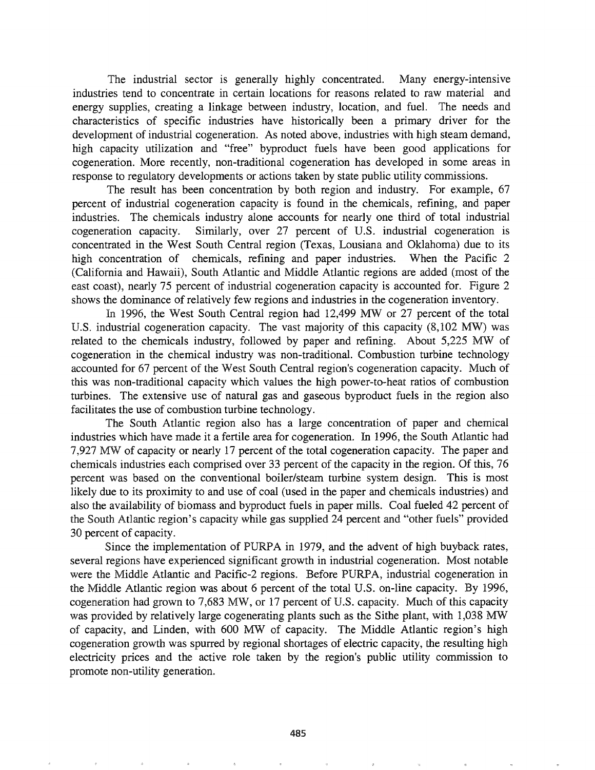The industrial sector is generally highly concentrated. Many energy-intensive industries tend to concentrate in certain locations for reasons related to raw material and energy supplies, creating a linkage between industry, location, and fuel. The needs and characteristics of specific industries have historically been a primary driver for the development of industrial cogeneration. As noted above, industries with high steam demand, high capacity utilization and "free" byproduct fuels have been good applications for cogeneration. More recently, non-traditional cogeneration has developed in some areas in response to regulatory developments or actions taken by state public utility commissions.

The result has been concentration by both region and industry. For example, 67 percent of industrial cogeneration capacity is found in the chemicals, refining, and paper industries. The chemicals industry alone accounts for nearly one third of total industrial cogeneration capacity. Similarly, over 27 percent of U.S. industrial cogeneration is concentrated in the West South Central region (Texas, Lousiana and Oklahoma) due to its high concentration of chemicals, refining and paper industries. When the Pacific 2 (California and Hawaii), South Atlantic and Middle Atlantic regions are added (most of the east coast), nearly 75 percent of industrial cogeneration capacity is accounted for. Figure 2 shows the dominance of relatively few regions and industries in the cogeneration inventory.

In 1996, the West South Central region had 12,499 MW or 27 percent of the total U.S. industrial cogeneration capacity. The vast majority of this capacity (8,102 MW) was related to the chemicals industry, followed by paper and refining. About 5,225 MW of cogeneration in the chemical industry was non-traditional. Combustion turbine technology accounted for 67 percent of the West South Central region's cogeneration capacity. Much of this was non-traditional capacity which values the high power-to-heat ratios of combustion turbines. The extensive use of natural gas and gaseous byproduct fuels in the region also facilitates the use of combustion turbine technology.

The South Atlantic region also has a large concentration of paper and chemical industries which have made it a fertile area for cogeneration. In 1996, the South Atlantic had 7,927 MW of capacity or nearly 17 percent of the total cogeneration capacity. The paper and chemicals industries each comprised over 33 percent of the capacity in the region. Of this, 76 percent was based on the conventional boiler/steam turbine system design. This is most likely due to its proximity to and use of coal (used in the paper and chemicals industries) and also the availability of biomass and byproduct fuels in paper mills. Coal fueled 42 percent of the South Atlantic region's capacity while gas supplied 24 percent and "other fuels" provided 30 percent of capacity.

Since the implementation of PURPA in 1979, and the advent of high buyback rates, several regions have experienced significant growth in industrial cogeneration. Most notable were the Middle Atlantic and Pacific-2 regions. Before PURPA, industrial cogeneration in the Middle Atlantic region was about 6 percent of the total U.S. on-line capacity. By 1996, cogeneration had grown to 7,683 MW, or 17 percent of U.S. capacity. Much of this capacity was provided by relatively large cogenerating plants such as the Sithe plant, with 1,038 MW of capacity, and Linden, with 600 MW of capacity. The Middle Atlantic region's high cogeneration growth was spurred by regional shortages of electric capacity, the resulting high electricity prices and the active role taken by the region's public utility commission to promote non-utility generation.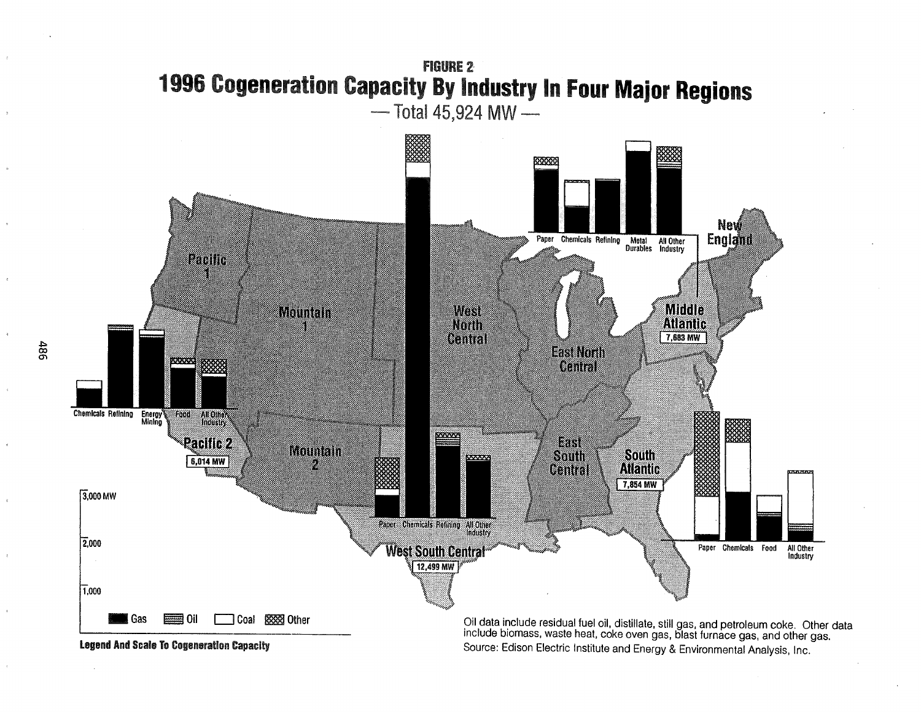**FIGURE 2**

# 1996 Cogeneration Capacity By Industry In Four Major Regions

— Total 45,924 MW —

Pacific 1

Mountain 1

West North Central

East North Central

New England

Middle Atlantic 7,683 MW

Paper | Chemicals | Refining | Metal Durables | All Other Industry

Chemicals | Refining | Energy Mining | Food | All Other Industry

Pacific 2 6,014 MW

Mountain 2

East South Central

South Atlantic 7,854 MW

Paper | Chemicals | Food | All Other Industry

Paper | Chemicals | Refining | All Other Industry

West South Central 12,499 MW

3,000 MW

2,000

1,000

Gas | Oil | Coal | Other

**Legend And Scale To Cogeneration Capacity**

Oil data include residual fuel oil, distillate, still gas, and petroleum coke. Other data include biomass, waste heat, coke oven gas, blast furnace gas, and other gas.

Source: Edison Electric Institute and Energy & Environmental Analysis, Inc.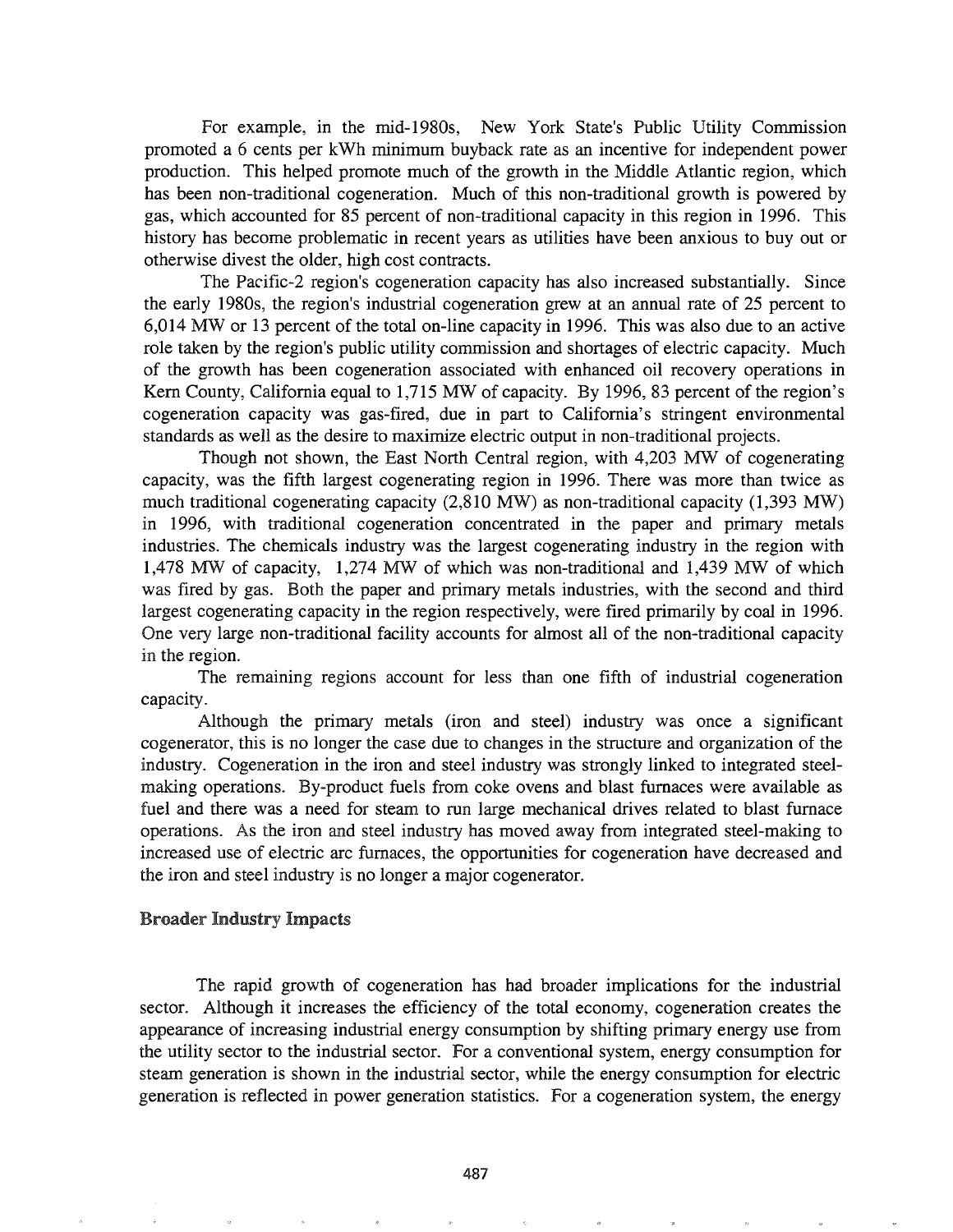For example, in the mid-1980s, New York State's Public Utility Commission promoted a 6 cents per kWh minimum buyback rate as an incentive for independent power production. This helped promote much of the growth in the Middle Atlantic region, which has been non-traditional cogeneration. Much of this non-traditional growth is powered by gas, which accounted for 85 percent of non-traditional capacity in this region in 1996. This history has become problematic in recent years as utilities have been anxious to buy out or otherwise divest the older, high cost contracts.

The Pacific-2 region's cogeneration capacity has also increased substantially. Since the early 1980s, the region's industrial cogeneration grew at an annual rate of 25 percent to 6,014 MW or 13 percent of the total on-line capacity in 1996. This was also due to an active role taken by the region's public utility commission and shortages of electric capacity. Much of the growth has been cogeneration associated with enhanced oil recovery operations in Kern County, California equal to 1,715 MW of capacity. By 1996, 83 percent of the region's cogeneration capacity was gas-fired, due in part to California's stringent environmental standards as well as the desire to maximize electric output in non-traditional projects.

Though not shown, the East North Central region, with 4,203 MW of cogenerating capacity, was the fifth largest cogenerating region in 1996. There was more than twice as much traditional cogenerating capacity (2,810 MW) as non-traditional capacity (1,393 MW) in 1996, with traditional cogeneration concentrated in the paper and primary metals industries. The chemicals industry was the largest cogenerating industry in the region with 1,478 MW of capacity, 1,274 MW of which was non-traditional and 1,439 MW of which was fired by gas. Both the paper and primary metals industries, with the second and third largest cogenerating capacity in the region respectively, were fired primarily by coal in 1996. One very large non-traditional facility accounts for almost all of the non-traditional capacity in the region.

The remaining regions account for less than one fifth of industrial cogeneration capacity.

Although the primary metals (iron and steel) industry was once a significant cogenerator, this is no longer the case due to changes in the structure and organization of the industry. Cogeneration in the iron and steel industry was strongly linked to integrated steel-making operations. By-product fuels from coke ovens and blast furnaces were available as fuel and there was a need for steam to run large mechanical drives related to blast furnace operations. As the iron and steel industry has moved away from integrated steel-making to increased use of electric arc furnaces, the opportunities for cogeneration have decreased and the iron and steel industry is no longer a major cogenerator.

## Broader Industry Impacts

The rapid growth of cogeneration has had broader implications for the industrial sector. Although it increases the efficiency of the total economy, cogeneration creates the appearance of increasing industrial energy consumption by shifting primary energy use from the utility sector to the industrial sector. For a conventional system, energy consumption for steam generation is shown in the industrial sector, while the energy consumption for electric generation is reflected in power generation statistics. For a cogeneration system, the energy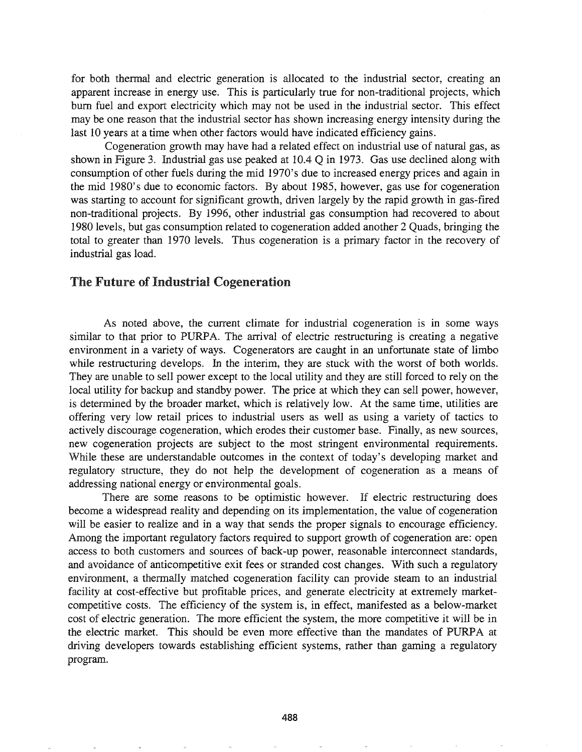for both thermal and electric generation is allocated to the industrial sector, creating an apparent increase in energy use. This is particularly true for non-traditional projects, which burn fuel and export electricity which may not be used in the industrial sector. This effect may be one reason that the industrial sector has shown increasing energy intensity during the last 10 years at a time when other factors would have indicated efficiency gains.

Cogeneration growth may have had a related effect on industrial use of natural gas, as shown in Figure 3. Industrial gas use peaked at 10.4 Q in 1973. Gas use declined along with consumption of other fuels during the mid 1970's due to increased energy prices and again in the mid 1980's due to economic factors. By about 1985, however, gas use for cogeneration was starting to account for significant growth, driven largely by the rapid growth in gas-fired non-traditional projects. By 1996, other industrial gas consumption had recovered to about 1980 levels, but gas consumption related to cogeneration added another 2 Quads, bringing the total to greater than 1970 levels. Thus cogeneration is a primary factor in the recovery of industrial gas load.

## The Future of Industrial Cogeneration

As noted above, the current climate for industrial cogeneration is in some ways similar to that prior to PURPA. The arrival of electric restructuring is creating a negative environment in a variety of ways. Cogenerators are caught in an unfortunate state of limbo while restructuring develops. In the interim, they are stuck with the worst of both worlds. They are unable to sell power except to the local utility and they are still forced to rely on the local utility for backup and standby power. The price at which they can sell power, however, is determined by the broader market, which is relatively low. At the same time, utilities are offering very low retail prices to industrial users as well as using a variety of tactics to actively discourage cogeneration, which erodes their customer base. Finally, as new sources, new cogeneration projects are subject to the most stringent environmental requirements. While these are understandable outcomes in the context of today's developing market and regulatory structure, they do not help the development of cogeneration as a means of addressing national energy or environmental goals.

There are some reasons to be optimistic however. If electric restructuring does become a widespread reality and depending on its implementation, the value of cogeneration will be easier to realize and in a way that sends the proper signals to encourage efficiency. Among the important regulatory factors required to support growth of cogeneration are: open access to both customers and sources of back-up power, reasonable interconnect standards, and avoidance of anticompetitive exit fees or stranded cost changes. With such a regulatory environment, a thermally matched cogeneration facility can provide steam to an industrial facility at cost-effective but profitable prices, and generate electricity at extremely market-competitive costs. The efficiency of the system is, in effect, manifested as a below-market cost of electric generation. The more efficient the system, the more competitive it will be in the electric market. This should be even more effective than the mandates of PURPA at driving developers towards establishing efficient systems, rather than gaming a regulatory program.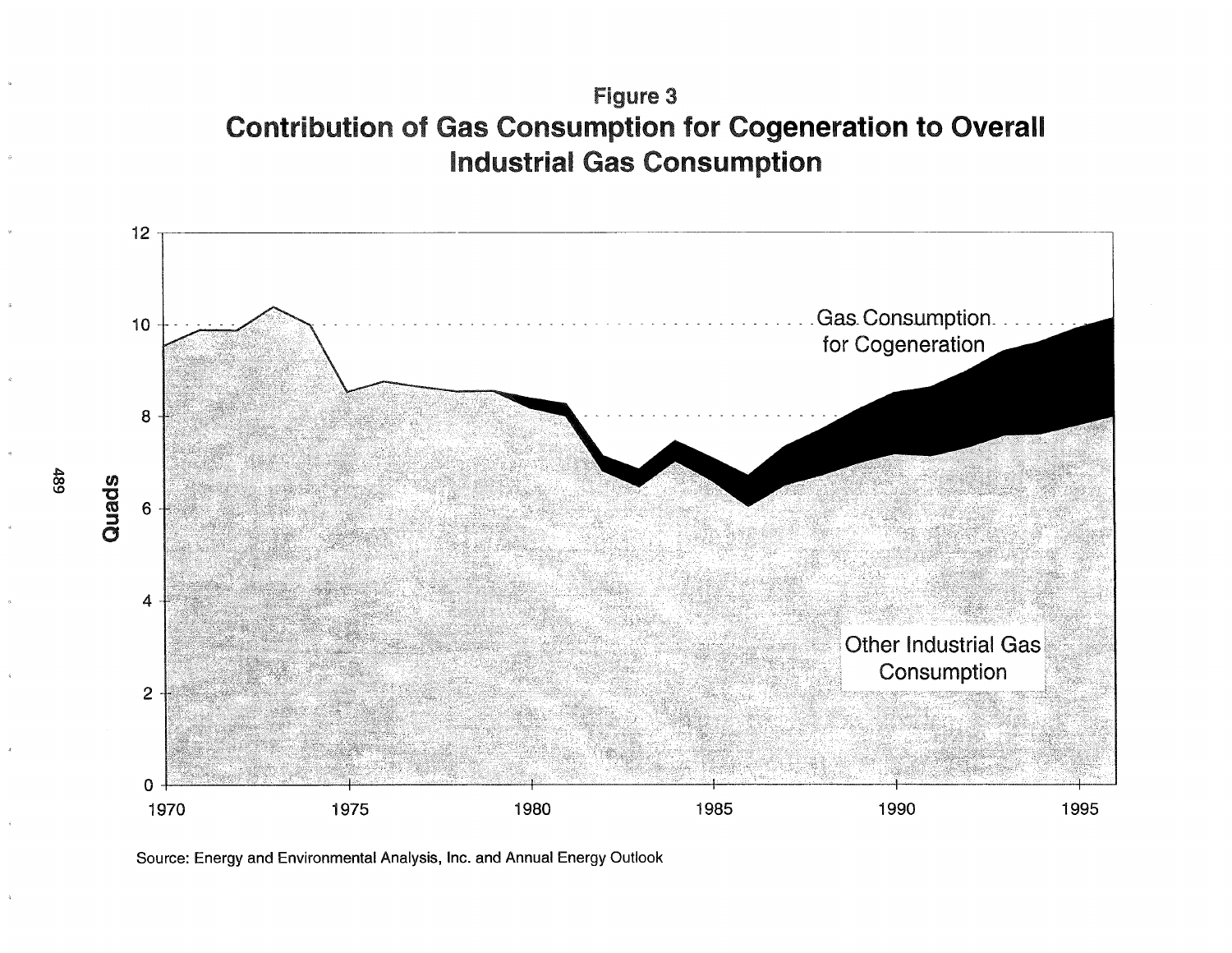# Figure 3
## Contribution of Gas Consumption for Cogeneration to Overall Industrial Gas Consumption

Gas Consumption for Cogeneration

Other Industrial Gas Consumption

Quads

Source: Energy and Environmental Analysis, Inc. and Annual Energy Outlook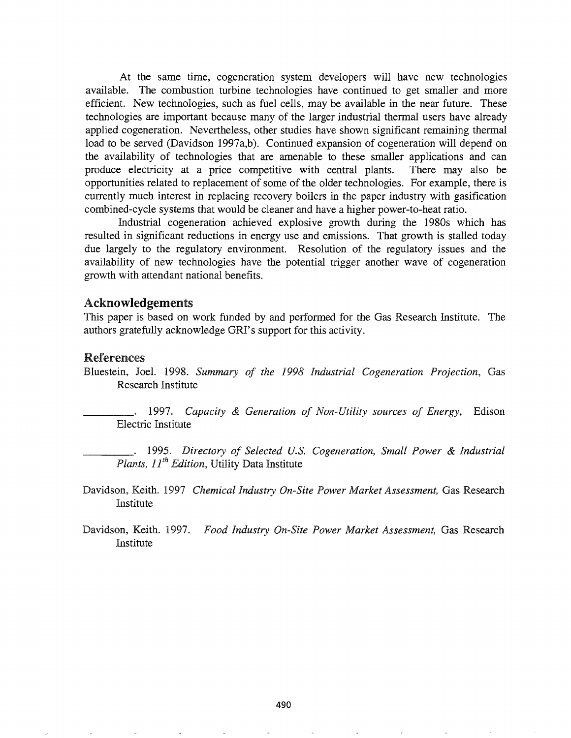At the same time, cogeneration system developers will have new technologies available. The combustion turbine technologies have continued to get smaller and more efficient. New technologies, such as fuel cells, may be available in the near future. These technologies are important because many of the larger industrial thermal users have already applied cogeneration. Nevertheless, other studies have shown significant remaining thermal load to be served (Davidson 1997a,b). Continued expansion of cogeneration will depend on the availability of technologies that are amenable to these smaller applications and can produce electricity at a price competitive with central plants. There may also be opportunities related to replacement of some of the older technologies. For example, there is currently much interest in replacing recovery boilers in the paper industry with gasification combined-cycle systems that would be cleaner and have a higher power-to-heat ratio.

Industrial cogeneration achieved explosive growth during the 1980s which has resulted in significant reductions in energy use and emissions. That growth is stalled today due largely to the regulatory environment. Resolution of the regulatory issues and the availability of new technologies have the potential trigger another wave of cogeneration growth with attendant national benefits.

## Acknowledgements

This paper is based on work funded by and performed for the Gas Research Institute. The authors gratefully acknowledge GRI's support for this activity.

## References

Bluestein, Joel. 1998. *Summary of the 1998 Industrial Cogeneration Projection*, Gas Research Institute

_________. 1997. *Capacity & Generation of Non-Utility sources of Energy*, Edison Electric Institute

_________. 1995. *Directory of Selected U.S. Cogeneration, Small Power & Industrial Plants, 11th Edition*, Utility Data Institute

Davidson, Keith. 1997 *Chemical Industry On-Site Power Market Assessment*, Gas Research Institute

Davidson, Keith. 1997. *Food Industry On-Site Power Market Assessment*, Gas Research Institute